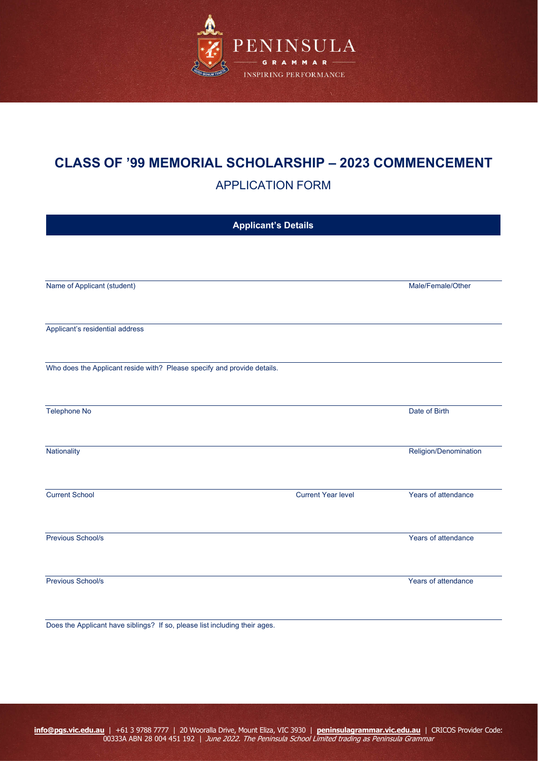PENINSULA

GRAMMAR

INSPIRING PERFORMANCE

# CLASS OF '99 MEMORIAL SCHOLARSHIP – 2023 COMMENCEMENT

## APPLICATION FORM

### Applicant's Details

Name of Applicant (student) | Male/Female/Other

Applicant's residential address

Who does the Applicant reside with? Please specify and provide details.

Telephone No | Date of Birth

Nationality | Religion/Denomination

Current School | Current Year level | Years of attendance

Previous School/s | Years of attendance

Previous School/s | Years of attendance

Does the Applicant have siblings? If so, please list including their ages.

**info@pgs.vic.edu.au** | +61 3 9788 7777 | 20 Wooralla Drive, Mount Eliza, VIC 3930 | **peninsulagrammar.vic.edu.au** | CRICOS Provider Code: 00333A ABN 28 004 451 192 | *June 2022. The Peninsula School Limited trading as Peninsula Grammar*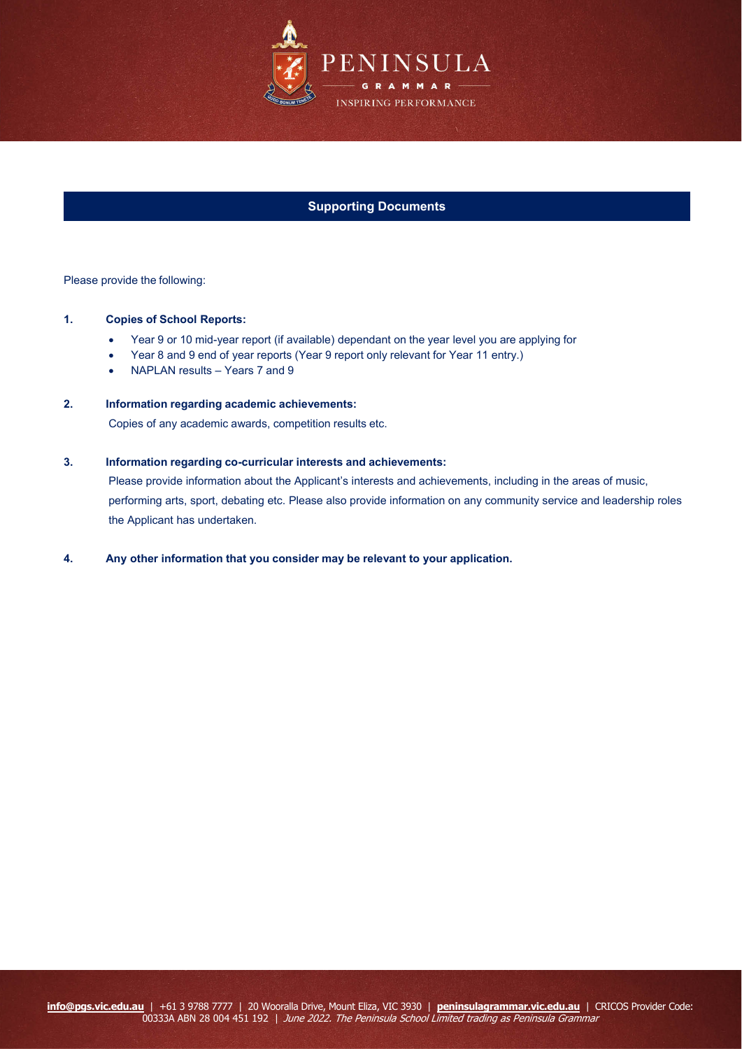## Supporting Documents

Please provide the following:

1. **Copies of School Reports:**
   - Year 9 or 10 mid-year report (if available) dependant on the year level you are applying for
   - Year 8 and 9 end of year reports (Year 9 report only relevant for Year 11 entry.)
   - NAPLAN results – Years 7 and 9

2. **Information regarding academic achievements:**

   Copies of any academic awards, competition results etc.

3. **Information regarding co-curricular interests and achievements:**

   Please provide information about the Applicant's interests and achievements, including in the areas of music, performing arts, sport, debating etc. Please also provide information on any community service and leadership roles the Applicant has undertaken.

4. **Any other information that you consider may be relevant to your application.**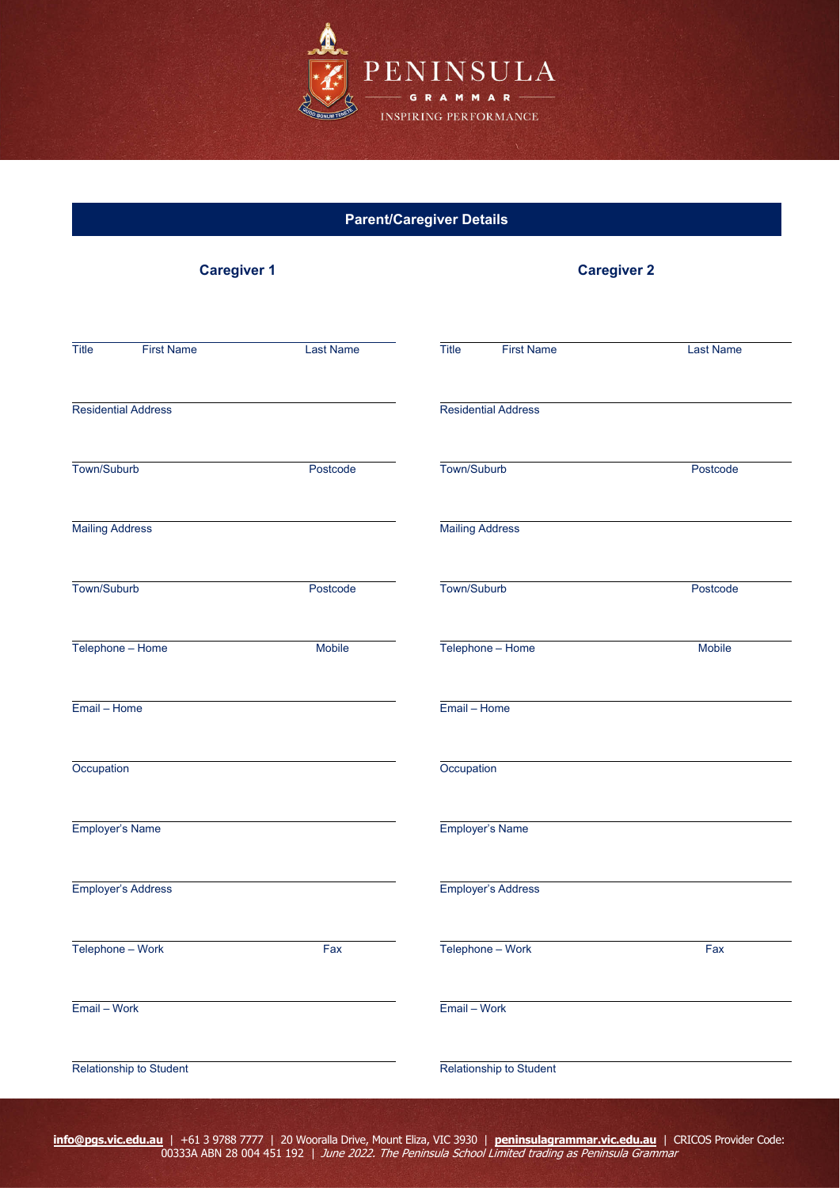# Parent/Caregiver Details

| Caregiver 1 | | Caregiver 2 | |
|---|---|---|---|
| Title / First Name | Last Name | Title / First Name | Last Name |
| Residential Address | | Residential Address | |
| Town/Suburb | Postcode | Town/Suburb | Postcode |
| Mailing Address | | Mailing Address | |
| Town/Suburb | Postcode | Town/Suburb | Postcode |
| Telephone – Home | Mobile | Telephone – Home | Mobile |
| Email – Home | | Email – Home | |
| Occupation | | Occupation | |
| Employer's Name | | Employer's Name | |
| Employer's Address | | Employer's Address | |
| Telephone – Work | Fax | Telephone – Work | Fax |
| Email – Work | | Email – Work | |
| Relationship to Student | | Relationship to Student | |

**info@pgs.vic.edu.au** | +61 3 9788 7777 | 20 Wooralla Drive, Mount Eliza, VIC 3930 | **peninsulagrammar.vic.edu.au** | CRICOS Provider Code: 00333A ABN 28 004 451 192 | *June 2022. The Peninsula School Limited trading as Peninsula Grammar*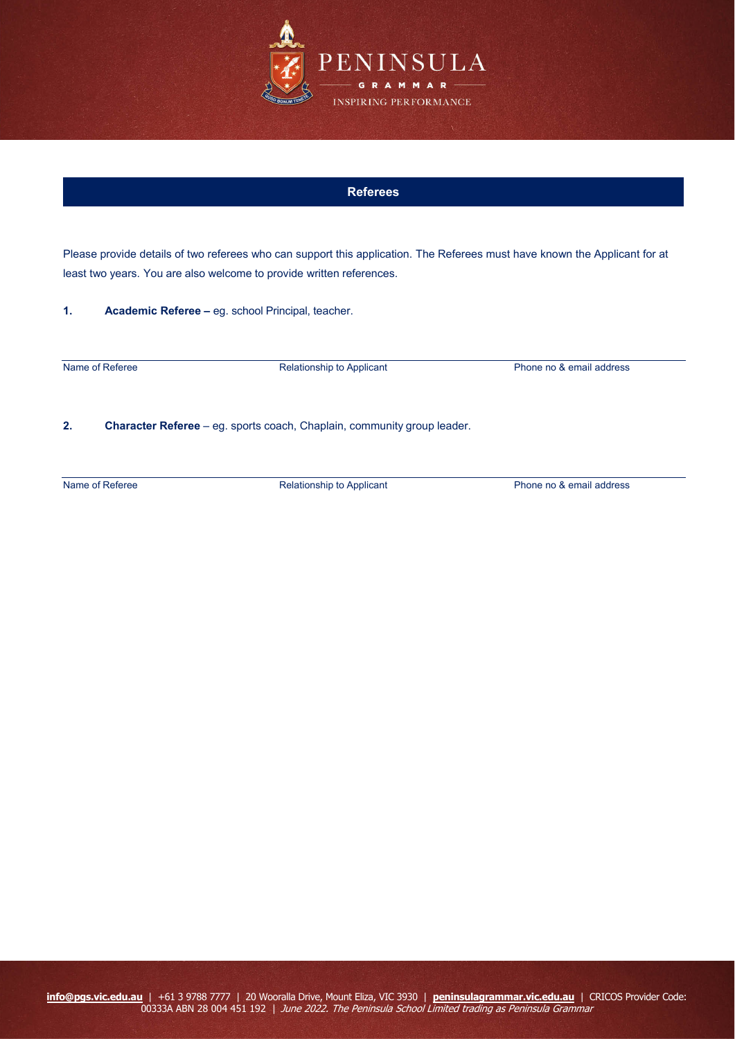## Referees

Please provide details of two referees who can support this application. The Referees must have known the Applicant for at least two years. You are also welcome to provide written references.

**1. Academic Referee –** eg. school Principal, teacher.

| Name of Referee | Relationship to Applicant | Phone no & email address |
|---|---|---|
| | | |

**2. Character Referee** – eg. sports coach, Chaplain, community group leader.

| Name of Referee | Relationship to Applicant | Phone no & email address |
|---|---|---|
| | | |

**info@pgs.vic.edu.au** | +61 3 9788 7777 | 20 Wooralla Drive, Mount Eliza, VIC 3930 | **peninsulagrammar.vic.edu.au** | CRICOS Provider Code: 00333A ABN 28 004 451 192 | *June 2022. The Peninsula School Limited trading as Peninsula Grammar*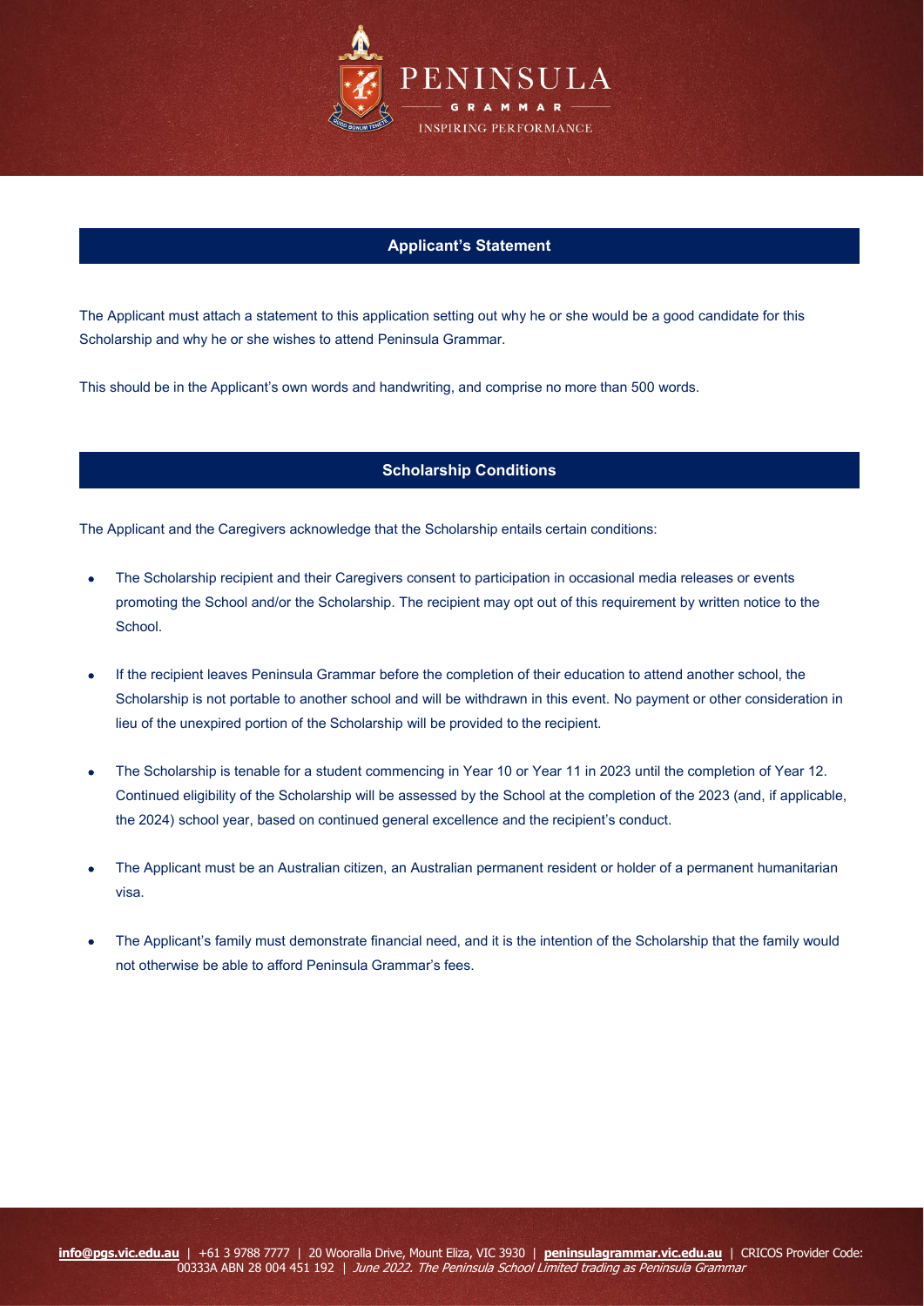## Applicant's Statement

The Applicant must attach a statement to this application setting out why he or she would be a good candidate for this Scholarship and why he or she wishes to attend Peninsula Grammar.

This should be in the Applicant's own words and handwriting, and comprise no more than 500 words.

## Scholarship Conditions

The Applicant and the Caregivers acknowledge that the Scholarship entails certain conditions:

- The Scholarship recipient and their Caregivers consent to participation in occasional media releases or events promoting the School and/or the Scholarship. The recipient may opt out of this requirement by written notice to the School.
- If the recipient leaves Peninsula Grammar before the completion of their education to attend another school, the Scholarship is not portable to another school and will be withdrawn in this event. No payment or other consideration in lieu of the unexpired portion of the Scholarship will be provided to the recipient.
- The Scholarship is tenable for a student commencing in Year 10 or Year 11 in 2023 until the completion of Year 12. Continued eligibility of the Scholarship will be assessed by the School at the completion of the 2023 (and, if applicable, the 2024) school year, based on continued general excellence and the recipient's conduct.
- The Applicant must be an Australian citizen, an Australian permanent resident or holder of a permanent humanitarian visa.
- The Applicant's family must demonstrate financial need, and it is the intention of the Scholarship that the family would not otherwise be able to afford Peninsula Grammar's fees.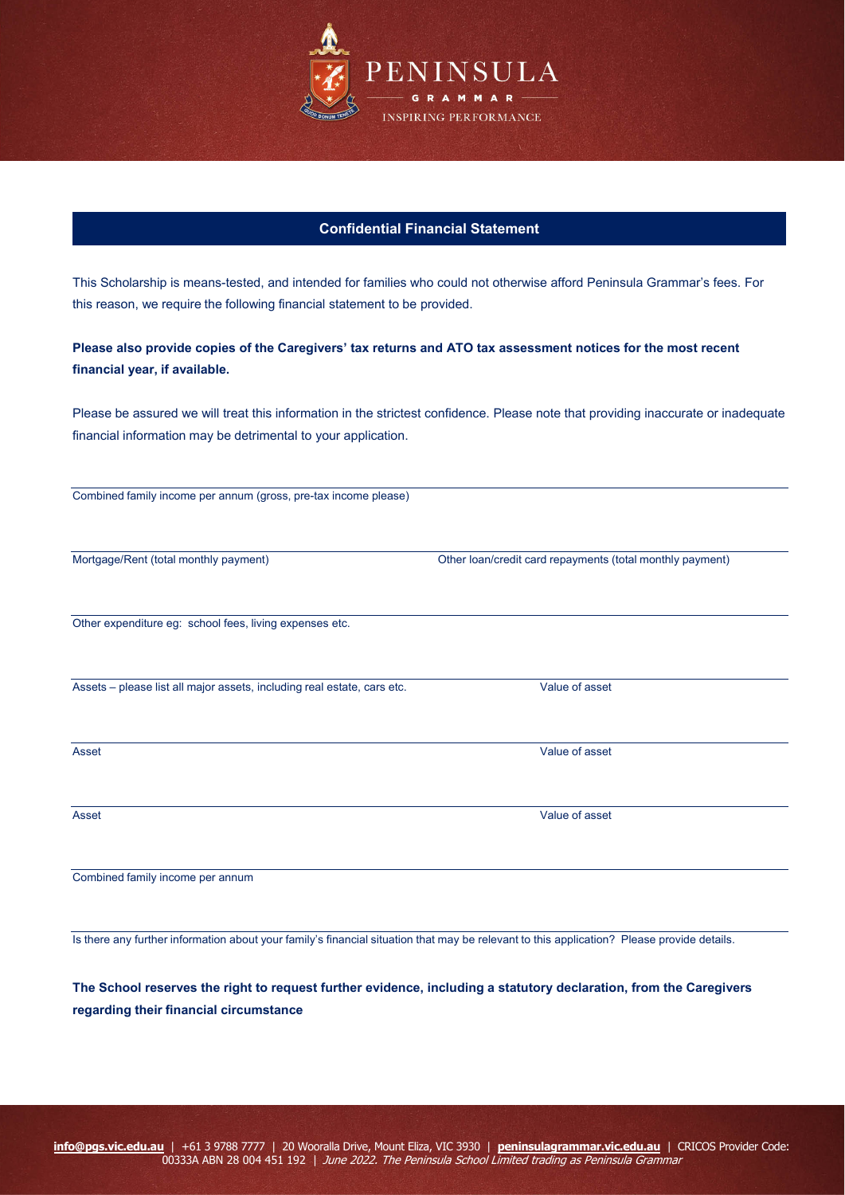## Confidential Financial Statement

This Scholarship is means-tested, and intended for families who could not otherwise afford Peninsula Grammar's fees. For this reason, we require the following financial statement to be provided.

**Please also provide copies of the Caregivers' tax returns and ATO tax assessment notices for the most recent financial year, if available.**

Please be assured we will treat this information in the strictest confidence. Please note that providing inaccurate or inadequate financial information may be detrimental to your application.

Combined family income per annum (gross, pre-tax income please)

Mortgage/Rent (total monthly payment) | Other loan/credit card repayments (total monthly payment)

Other expenditure eg: school fees, living expenses etc.

Assets – please list all major assets, including real estate, cars etc. | Value of asset

Asset | Value of asset

Asset | Value of asset

Combined family income per annum

Is there any further information about your family's financial situation that may be relevant to this application? Please provide details.

**The School reserves the right to request further evidence, including a statutory declaration, from the Caregivers regarding their financial circumstance**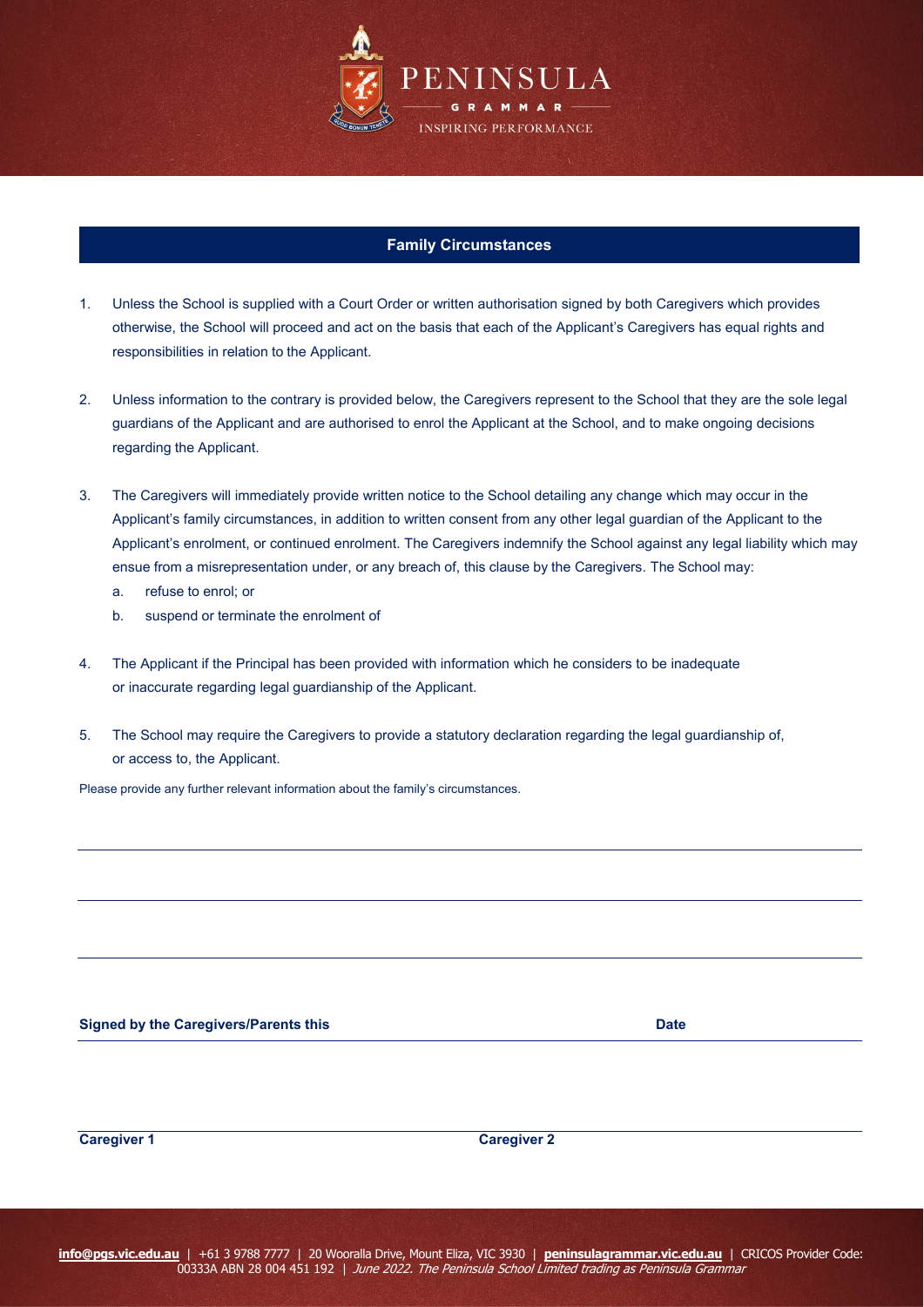## Family Circumstances

1. Unless the School is supplied with a Court Order or written authorisation signed by both Caregivers which provides otherwise, the School will proceed and act on the basis that each of the Applicant's Caregivers has equal rights and responsibilities in relation to the Applicant.

2. Unless information to the contrary is provided below, the Caregivers represent to the School that they are the sole legal guardians of the Applicant and are authorised to enrol the Applicant at the School, and to make ongoing decisions regarding the Applicant.

3. The Caregivers will immediately provide written notice to the School detailing any change which may occur in the Applicant's family circumstances, in addition to written consent from any other legal guardian of the Applicant to the Applicant's enrolment, or continued enrolment. The Caregivers indemnify the School against any legal liability which may ensue from a misrepresentation under, or any breach of, this clause by the Caregivers. The School may:
   a. refuse to enrol; or
   b. suspend or terminate the enrolment of

4. The Applicant if the Principal has been provided with information which he considers to be inadequate or inaccurate regarding legal guardianship of the Applicant.

5. The School may require the Caregivers to provide a statutory declaration regarding the legal guardianship of, or access to, the Applicant.

Please provide any further relevant information about the family's circumstances.

\_\_\_\_\_\_\_\_\_\_\_\_\_\_\_\_\_\_\_\_\_\_\_\_\_\_\_\_\_\_\_\_\_\_\_\_\_\_\_\_\_\_\_\_\_\_\_\_\_\_\_\_\_\_\_\_\_\_\_\_\_\_\_\_\_\_\_\_\_\_\_\_

\_\_\_\_\_\_\_\_\_\_\_\_\_\_\_\_\_\_\_\_\_\_\_\_\_\_\_\_\_\_\_\_\_\_\_\_\_\_\_\_\_\_\_\_\_\_\_\_\_\_\_\_\_\_\_\_\_\_\_\_\_\_\_\_\_\_\_\_\_\_\_\_

\_\_\_\_\_\_\_\_\_\_\_\_\_\_\_\_\_\_\_\_\_\_\_\_\_\_\_\_\_\_\_\_\_\_\_\_\_\_\_\_\_\_\_\_\_\_\_\_\_\_\_\_\_\_\_\_\_\_\_\_\_\_\_\_\_\_\_\_\_\_\_\_

**Signed by the Caregivers/Parents this** **Date**

**Caregiver 1** **Caregiver 2**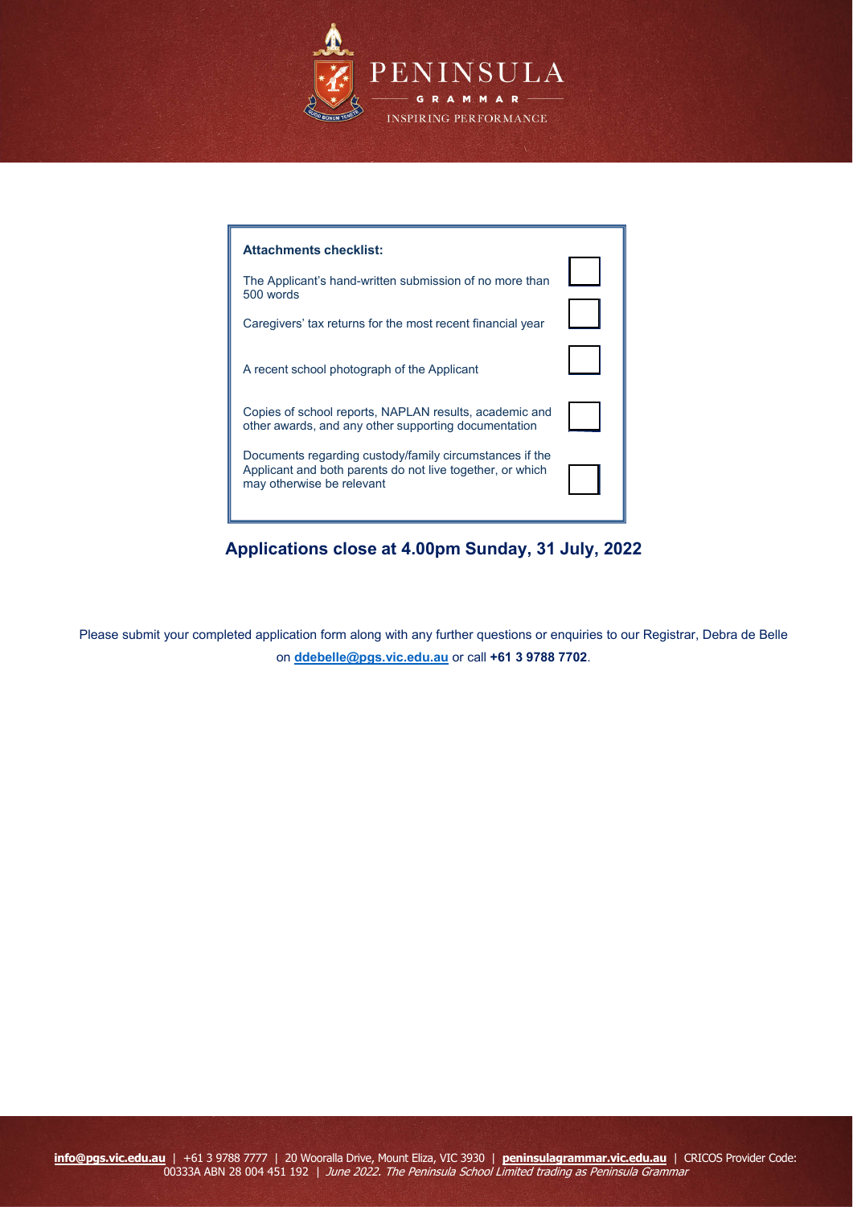**Attachments checklist:**

- [ ] The Applicant's hand-written submission of no more than 500 words
- [ ] Caregivers' tax returns for the most recent financial year
- [ ] A recent school photograph of the Applicant
- [ ] Copies of school reports, NAPLAN results, academic and other awards, and any other supporting documentation
- [ ] Documents regarding custody/family circumstances if the Applicant and both parents do not live together, or which may otherwise be relevant

**Applications close at 4.00pm Sunday, 31 July, 2022**

Please submit your completed application form along with any further questions or enquiries to our Registrar, Debra de Belle on **ddebelle@pgs.vic.edu.au** or call **+61 3 9788 7702**.

**info@pgs.vic.edu.au** | +61 3 9788 7777 | 20 Wooralla Drive, Mount Eliza, VIC 3930 | **peninsulagrammar.vic.edu.au** | CRICOS Provider Code: 00333A ABN 28 004 451 192 | *June 2022. The Peninsula School Limited trading as Peninsula Grammar*